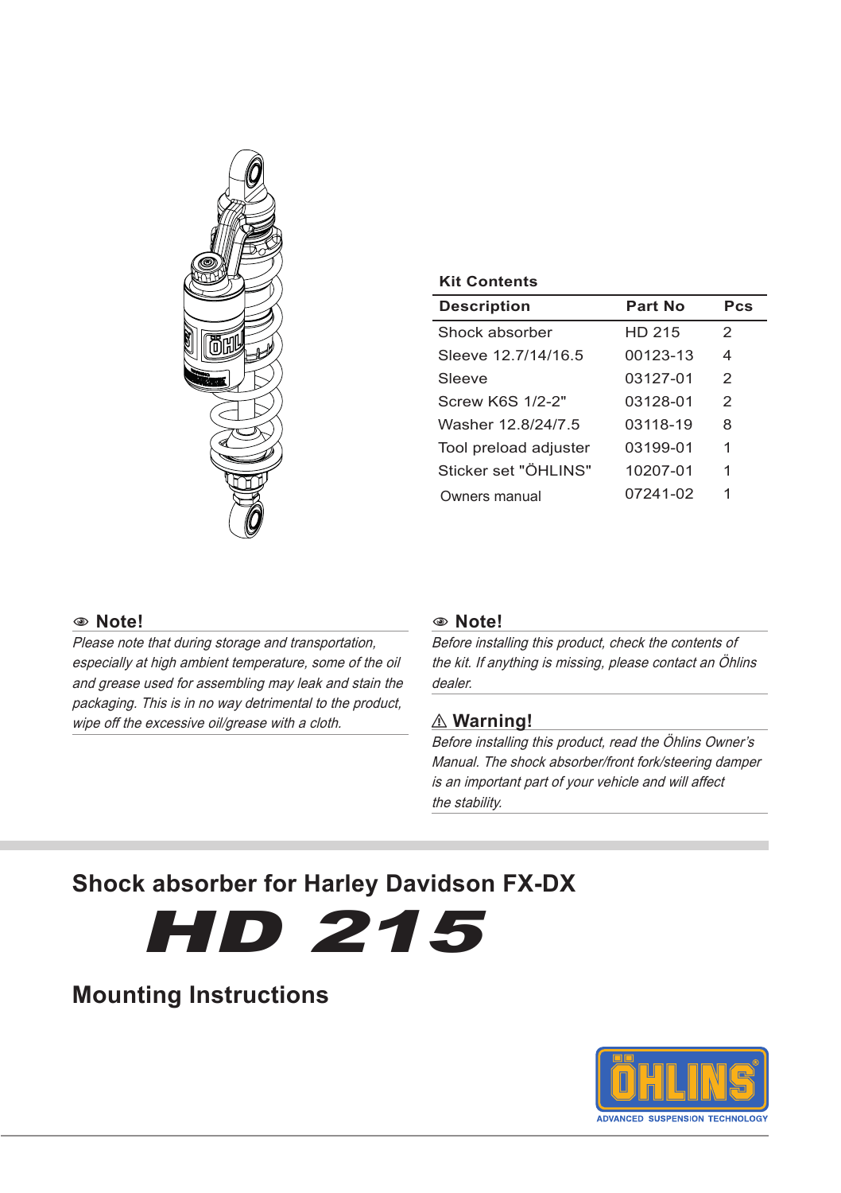**Kit Contents**

| Description | Part No | Pcs |
|---|---|---|
| Shock absorber | HD 215 | 2 |
| Sleeve 12.7/14/16.5 | 00123-13 | 4 |
| Sleeve | 03127-01 | 2 |
| Screw K6S 1/2-2" | 03128-01 | 2 |
| Washer 12.8/24/7.5 | 03118-19 | 8 |
| Tool preload adjuster | 03199-01 | 1 |
| Sticker set "ÖHLINS" | 10207-01 | 1 |
| Owners manual | 07241-02 | 1 |

### Note!

*Please note that during storage and transportation, especially at high ambient temperature, some of the oil and grease used for assembling may leak and stain the packaging. This is in no way detrimental to the product, wipe off the excessive oil/grease with a cloth.*

### Note!

*Before installing this product, check the contents of the kit. If anything is missing, please contact an Öhlins dealer.*

### ⚠ Warning!

*Before installing this product, read the Öhlins Owner's Manual. The shock absorber/front fork/steering damper is an important part of your vehicle and will affect the stability.*

## Shock absorber for Harley Davidson FX-DX

# HD 215

## Mounting Instructions

ÖHLINS
ADVANCED SUSPENSION TECHNOLOGY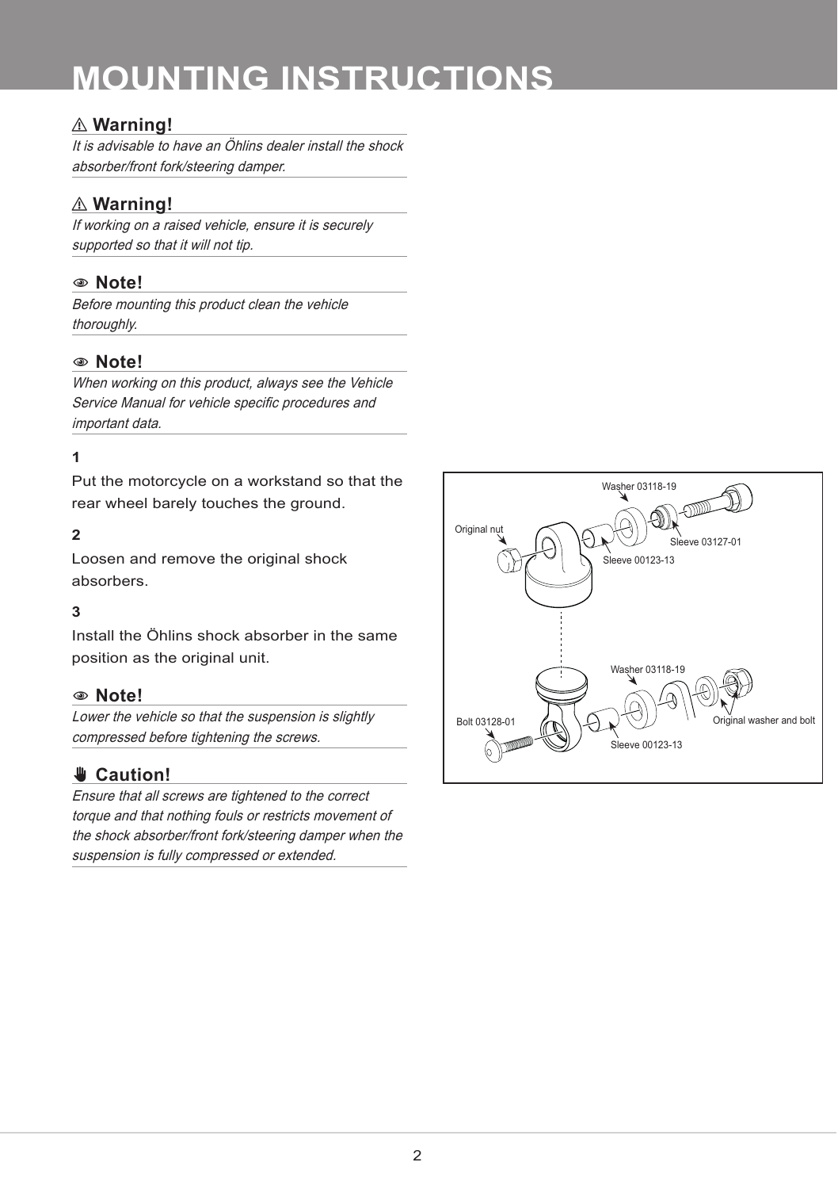# MOUNTING INSTRUCTIONS

### ⚠ Warning!

*It is advisable to have an Öhlins dealer install the shock absorber/front fork/steering damper.*

### ⚠ Warning!

*If working on a raised vehicle, ensure it is securely supported so that it will not tip.*

### Note!

*Before mounting this product clean the vehicle thoroughly.*

### Note!

*When working on this product, always see the Vehicle Service Manual for vehicle specific procedures and important data.*

**1**

Put the motorcycle on a workstand so that the rear wheel barely touches the ground.

**2**

Loosen and remove the original shock absorbers.

**3**

Install the Öhlins shock absorber in the same position as the original unit.

### Note!

*Lower the vehicle so that the suspension is slightly compressed before tightening the screws.*

### Caution!

*Ensure that all screws are tightened to the correct torque and that nothing fouls or restricts movement of the shock absorber/front fork/steering damper when the suspension is fully compressed or extended.*

Washer 03118-19
Original nut
Sleeve 03127-01
Sleeve 00123-13
Washer 03118-19
Bolt 03128-01
Original washer and bolt
Sleeve 00123-13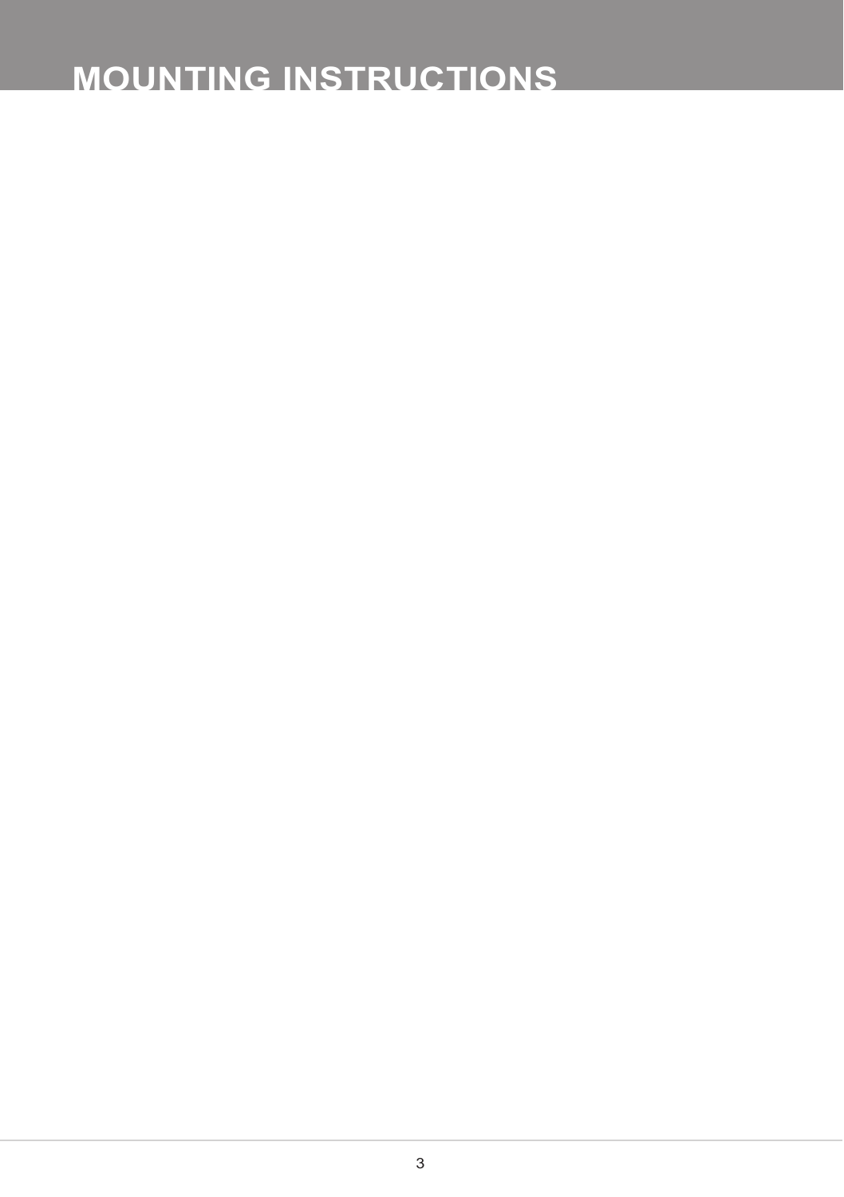# MOUNTING INSTRUCTIONS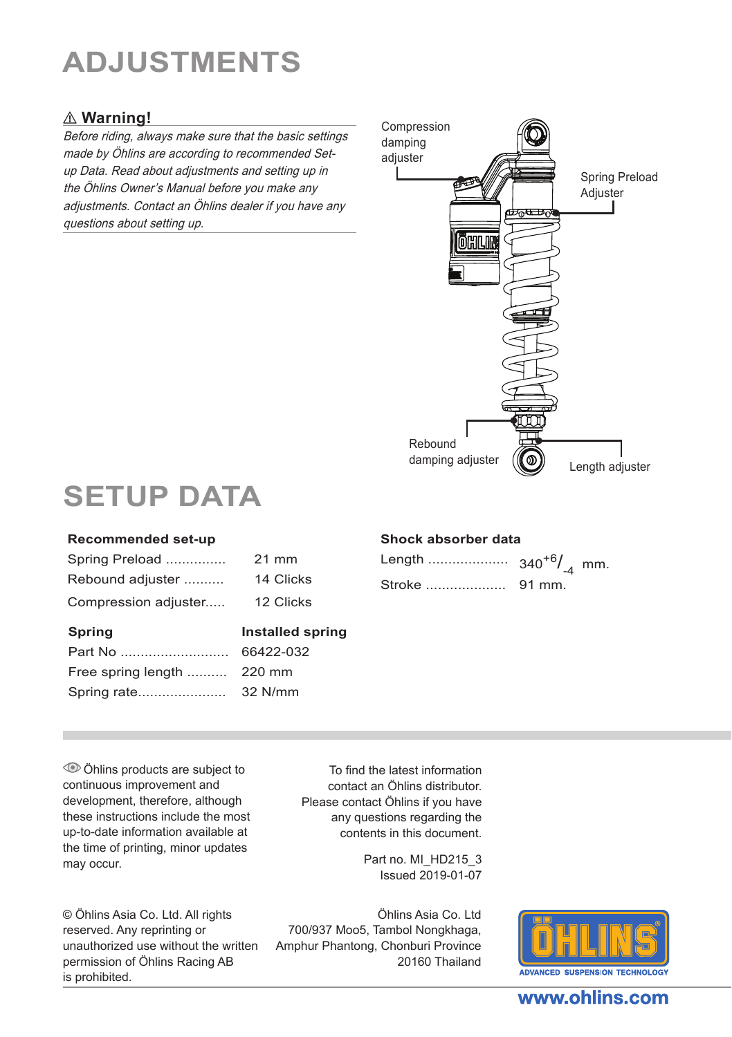# ADJUSTMENTS

### ⚠ Warning!

*Before riding, always make sure that the basic settings made by Öhlins are according to recommended Set-up Data. Read about adjustments and setting up in the Öhlins Owner's Manual before you make any adjustments. Contact an Öhlins dealer if you have any questions about setting up.*

Compression damping adjuster

Spring Preload Adjuster

Rebound damping adjuster

Length adjuster

# SETUP DATA

| Recommended set-up | |
|---|---|
| Spring Preload | 21 mm |
| Rebound adjuster | 14 Clicks |
| Compression adjuster | 12 Clicks |

| Spring | Installed spring |
|---|---|
| Part No | 66422-032 |
| Free spring length | 220 mm |
| Spring rate | 32 N/mm |

| Shock absorber data | |
|---|---|
| Length | $340^{+6}/_{-4}$ mm. |
| Stroke | 91 mm. |

Öhlins products are subject to continuous improvement and development, therefore, although these instructions include the most up-to-date information available at the time of printing, minor updates may occur.

To find the latest information contact an Öhlins distributor. Please contact Öhlins if you have any questions regarding the contents in this document.

Part no. MI_HD215_3
Issued 2019-01-07

© Öhlins Asia Co. Ltd. All rights reserved. Any reprinting or unauthorized use without the written permission of Öhlins Racing AB is prohibited.

Öhlins Asia Co. Ltd
700/937 Moo5, Tambol Nongkhaga,
Amphur Phantong, Chonburi Province
20160 Thailand

ÖHLINS
ADVANCED SUSPENSION TECHNOLOGY

www.ohlins.com